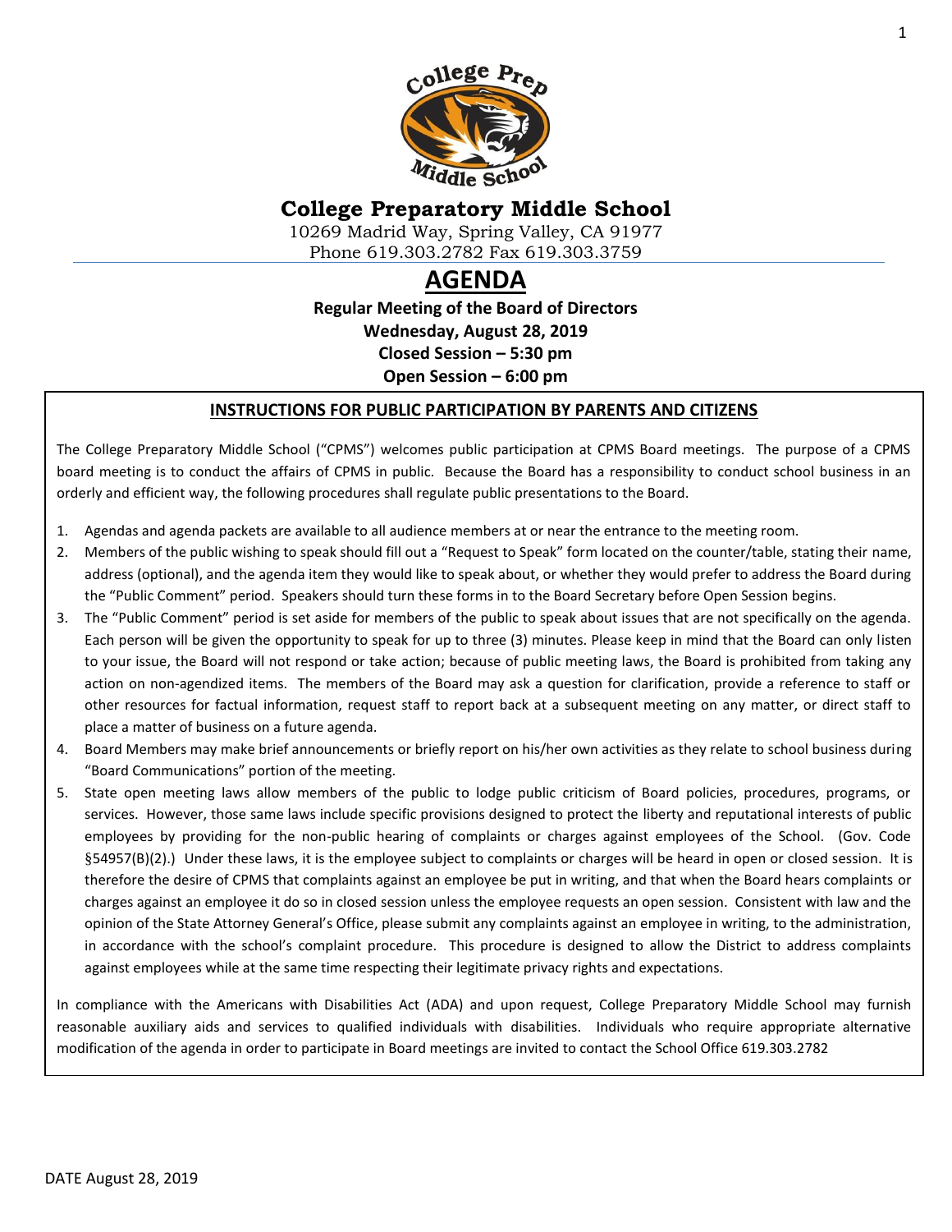# College Preparatory Middle School

10269 Madrid Way, Spring Valley, CA 91977
Phone 619.303.2782 Fax 619.303.3759

# AGENDA

**Regular Meeting of the Board of Directors**
**Wednesday, August 28, 2019**
**Closed Session – 5:30 pm**
**Open Session – 6:00 pm**

## INSTRUCTIONS FOR PUBLIC PARTICIPATION BY PARENTS AND CITIZENS

The College Preparatory Middle School ("CPMS") welcomes public participation at CPMS Board meetings. The purpose of a CPMS board meeting is to conduct the affairs of CPMS in public. Because the Board has a responsibility to conduct school business in an orderly and efficient way, the following procedures shall regulate public presentations to the Board.

1. Agendas and agenda packets are available to all audience members at or near the entrance to the meeting room.
2. Members of the public wishing to speak should fill out a "Request to Speak" form located on the counter/table, stating their name, address (optional), and the agenda item they would like to speak about, or whether they would prefer to address the Board during the "Public Comment" period. Speakers should turn these forms in to the Board Secretary before Open Session begins.
3. The "Public Comment" period is set aside for members of the public to speak about issues that are not specifically on the agenda. Each person will be given the opportunity to speak for up to three (3) minutes. Please keep in mind that the Board can only listen to your issue, the Board will not respond or take action; because of public meeting laws, the Board is prohibited from taking any action on non-agendized items. The members of the Board may ask a question for clarification, provide a reference to staff or other resources for factual information, request staff to report back at a subsequent meeting on any matter, or direct staff to place a matter of business on a future agenda.
4. Board Members may make brief announcements or briefly report on his/her own activities as they relate to school business during "Board Communications" portion of the meeting.
5. State open meeting laws allow members of the public to lodge public criticism of Board policies, procedures, programs, or services. However, those same laws include specific provisions designed to protect the liberty and reputational interests of public employees by providing for the non-public hearing of complaints or charges against employees of the School. (Gov. Code §54957(B)(2).) Under these laws, it is the employee subject to complaints or charges will be heard in open or closed session. It is therefore the desire of CPMS that complaints against an employee be put in writing, and that when the Board hears complaints or charges against an employee it do so in closed session unless the employee requests an open session. Consistent with law and the opinion of the State Attorney General's Office, please submit any complaints against an employee in writing, to the administration, in accordance with the school's complaint procedure. This procedure is designed to allow the District to address complaints against employees while at the same time respecting their legitimate privacy rights and expectations.

In compliance with the Americans with Disabilities Act (ADA) and upon request, College Preparatory Middle School may furnish reasonable auxiliary aids and services to qualified individuals with disabilities. Individuals who require appropriate alternative modification of the agenda in order to participate in Board meetings are invited to contact the School Office 619.303.2782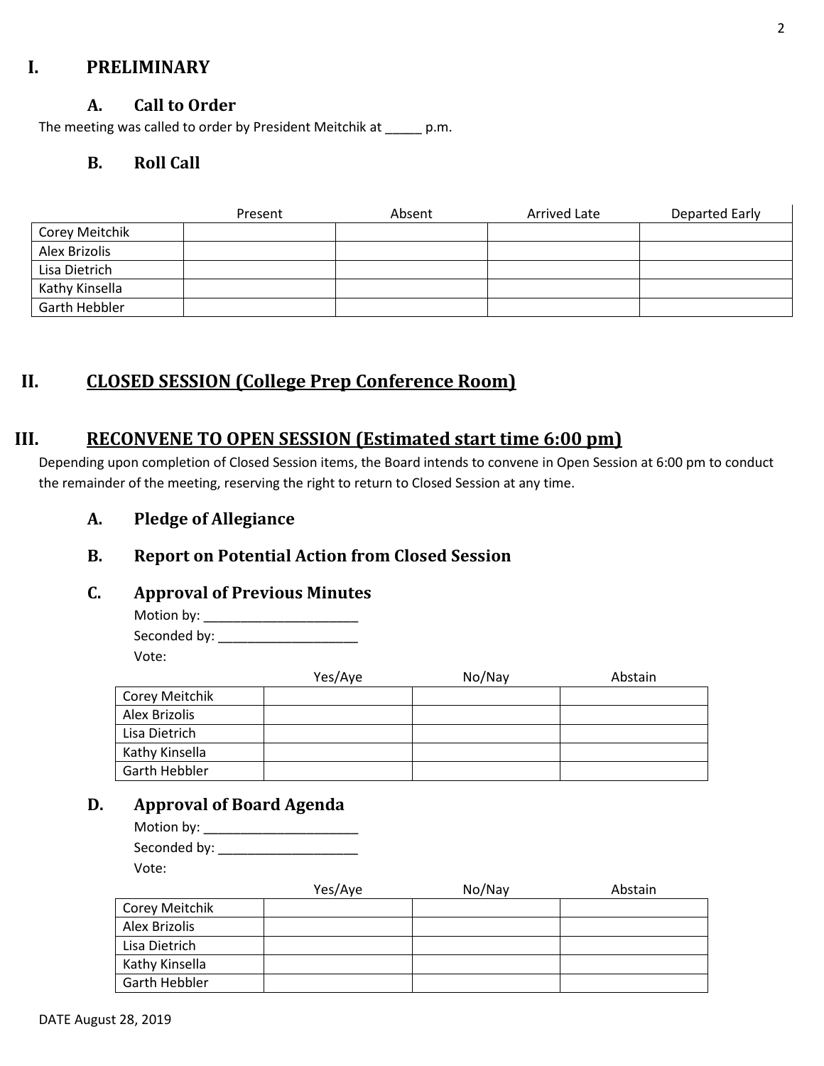# I. PRELIMINARY

## A. Call to Order

The meeting was called to order by President Meitchik at _____ p.m.

## B. Roll Call

| | Present | Absent | Arrived Late | Departed Early |
|---|---|---|---|---|
| Corey Meitchik | | | | |
| Alex Brizolis | | | | |
| Lisa Dietrich | | | | |
| Kathy Kinsella | | | | |
| Garth Hebbler | | | | |

# II. CLOSED SESSION (College Prep Conference Room)

# III. RECONVENE TO OPEN SESSION (Estimated start time 6:00 pm)

Depending upon completion of Closed Session items, the Board intends to convene in Open Session at 6:00 pm to conduct the remainder of the meeting, reserving the right to return to Closed Session at any time.

## A. Pledge of Allegiance

## B. Report on Potential Action from Closed Session

## C. Approval of Previous Minutes

Motion by: _____________________

Seconded by: ___________________

Vote:

| | Yes/Aye | No/Nay | Abstain |
|---|---|---|---|
| Corey Meitchik | | | |
| Alex Brizolis | | | |
| Lisa Dietrich | | | |
| Kathy Kinsella | | | |
| Garth Hebbler | | | |

## D. Approval of Board Agenda

Motion by: _____________________

Seconded by: ___________________

Vote:

| | Yes/Aye | No/Nay | Abstain |
|---|---|---|---|
| Corey Meitchik | | | |
| Alex Brizolis | | | |
| Lisa Dietrich | | | |
| Kathy Kinsella | | | |
| Garth Hebbler | | | |

DATE August 28, 2019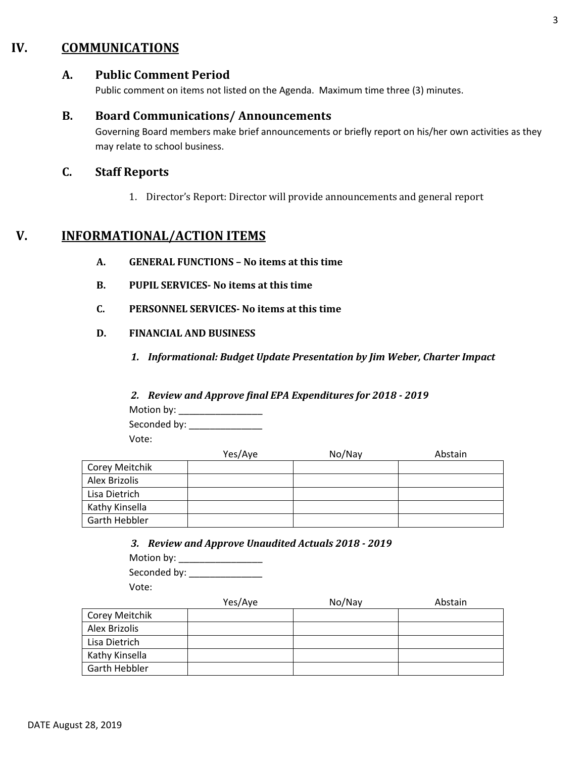## IV. COMMUNICATIONS

### A. Public Comment Period

Public comment on items not listed on the Agenda. Maximum time three (3) minutes.

### B. Board Communications/ Announcements

Governing Board members make brief announcements or briefly report on his/her own activities as they may relate to school business.

### C. Staff Reports

1. Director's Report: Director will provide announcements and general report

## V. INFORMATIONAL/ACTION ITEMS

**A. GENERAL FUNCTIONS – No items at this time**

**B. PUPIL SERVICES- No items at this time**

**C. PERSONNEL SERVICES- No items at this time**

**D. FINANCIAL AND BUSINESS**

***1. Informational: Budget Update Presentation by Jim Weber, Charter Impact***

***2. Review and Approve final EPA Expenditures for 2018 - 2019***

Motion by: _________________

Seconded by: _______________

Vote:

| | Yes/Aye | No/Nay | Abstain |
|---|---|---|---|
| Corey Meitchik | | | |
| Alex Brizolis | | | |
| Lisa Dietrich | | | |
| Kathy Kinsella | | | |
| Garth Hebbler | | | |

***3. Review and Approve Unaudited Actuals 2018 - 2019***

Motion by: _________________

Seconded by: _______________

Vote:

| | Yes/Aye | No/Nay | Abstain |
|---|---|---|---|
| Corey Meitchik | | | |
| Alex Brizolis | | | |
| Lisa Dietrich | | | |
| Kathy Kinsella | | | |
| Garth Hebbler | | | |

DATE August 28, 2019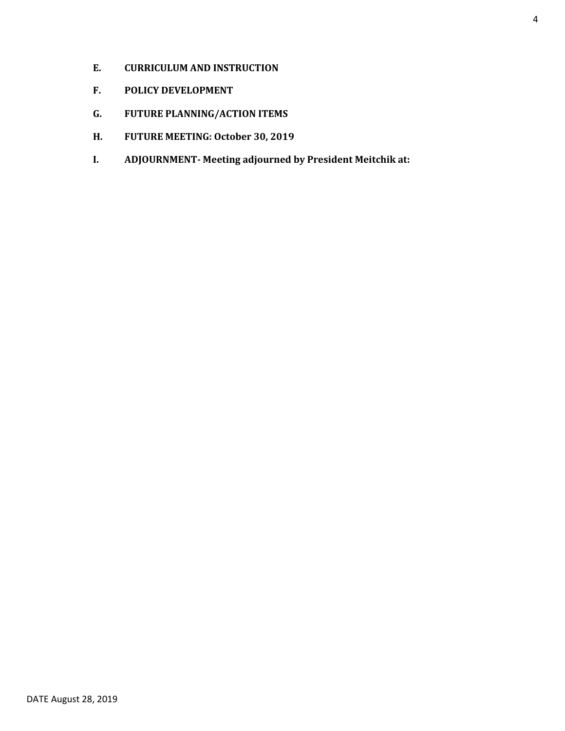**E. CURRICULUM AND INSTRUCTION**

**F. POLICY DEVELOPMENT**

**G. FUTURE PLANNING/ACTION ITEMS**

**H. FUTURE MEETING: October 30, 2019**

**I. ADJOURNMENT- Meeting adjourned by President Meitchik at:**

DATE August 28, 2019